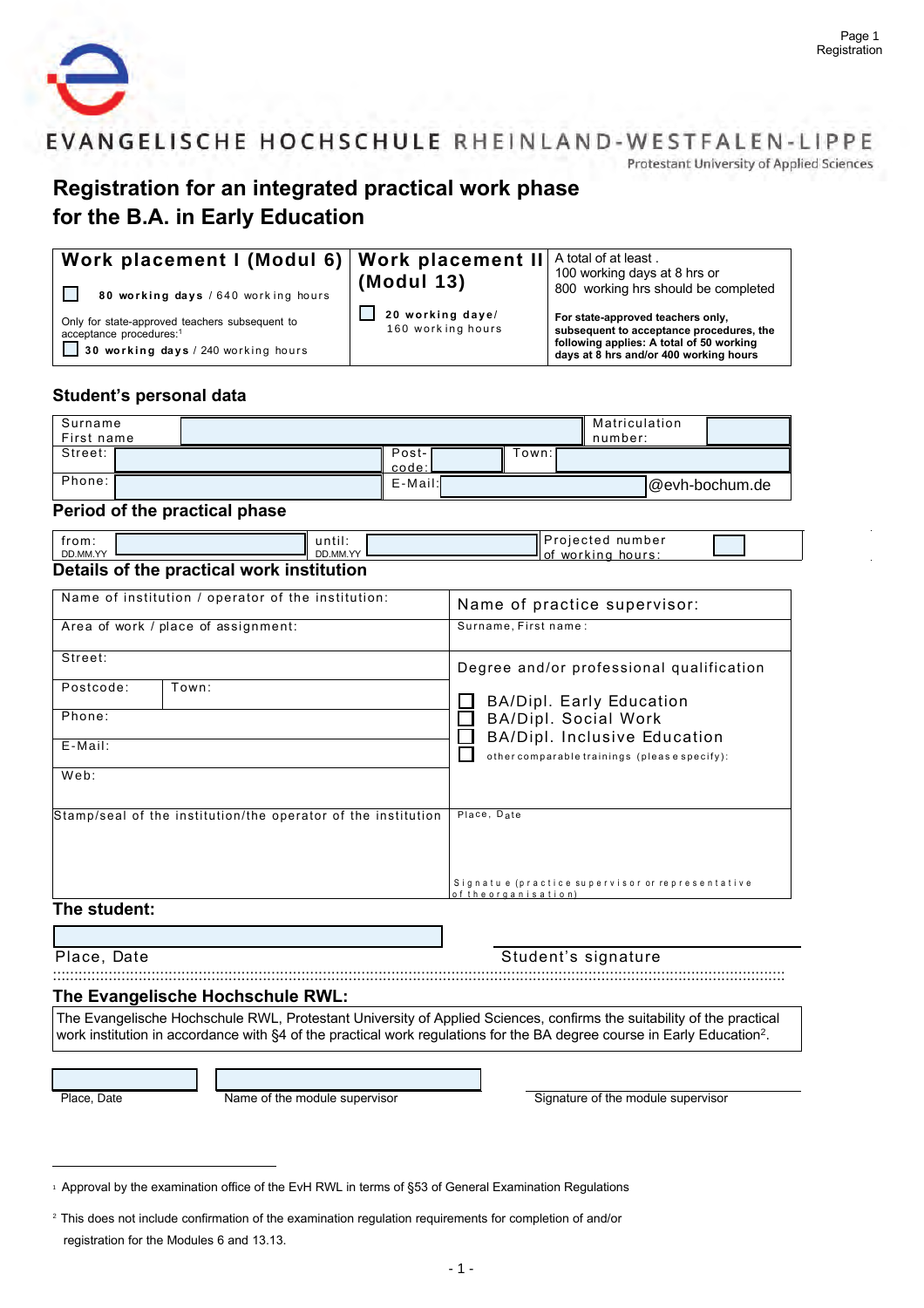EVANGELISCHE HOCHSCHULE RHEINLAND-WESTFALEN-LIPPE

Protestant University of Applied Sciences

# Registration for an integrated practical work phase for the B.A. in Early Education

| Work placement I (Modul 6) | Work placement II (Modul 13) | A total of at least . 100 working days at 8 hrs or 800 working hrs should be completed |
|---|---|---|
| ☐ **80 working days** / 640 working hours<br>Only for state-approved teachers subsequent to acceptance procedures:[1]<br>☐ **30 working days** / 240 working hours | ☐ **20 working daye/** 160 working hours | **For state-approved teachers only, subsequent to acceptance procedures, the following applies: A total of 50 working days at 8 hrs and/or 400 working hours** |

## Student's personal data

| Surname First name | | Matriculation number: | |
|---|---|---|---|
| Street: | | Post-code: | | Town: | |
| Phone: | | E-Mail: | @evh-bochum.de |

## Period of the practical phase

| from: DD.MM.YY | | until: DD.MM.YY | | Projected number of working hours: | |
|---|---|---|---|---|---|

## Details of the practical work institution

| | |
|---|---|
| Name of institution / operator of the institution: | Name of practice supervisor: |
| Area of work / place of assignment: | Surname, First name: |
| Street: | Degree and/or professional qualification |
| Postcode: Town: | ☐ BA/Dipl. Early Education<br>☐ BA/Dipl. Social Work<br>☐ BA/Dipl. Inclusive Education<br>☐ other comparable trainings (please specify): |
| Phone: | |
| E-Mail: | |
| Web: | |
| Stamp/seal of the institution/the operator of the institution | Place, Date<br><br>Signatue (practice supervisor or representative of the organisation) |

## The student:

Place, Date &nbsp;&nbsp;&nbsp;&nbsp; Student's signature

## The Evangelische Hochschule RWL:

The Evangelische Hochschule RWL, Protestant University of Applied Sciences, confirms the suitability of the practical work institution in accordance with §4 of the practical work regulations for the BA degree course in Early Education[2].

Place, Date &nbsp;&nbsp;&nbsp;&nbsp; Name of the module supervisor &nbsp;&nbsp;&nbsp;&nbsp; Signature of the module supervisor

---

[1] Approval by the examination office of the EvH RWL in terms of §53 of General Examination Regulations

[2] This does not include confirmation of the examination regulation requirements for completion of and/or registration for the Modules 6 and 13.13.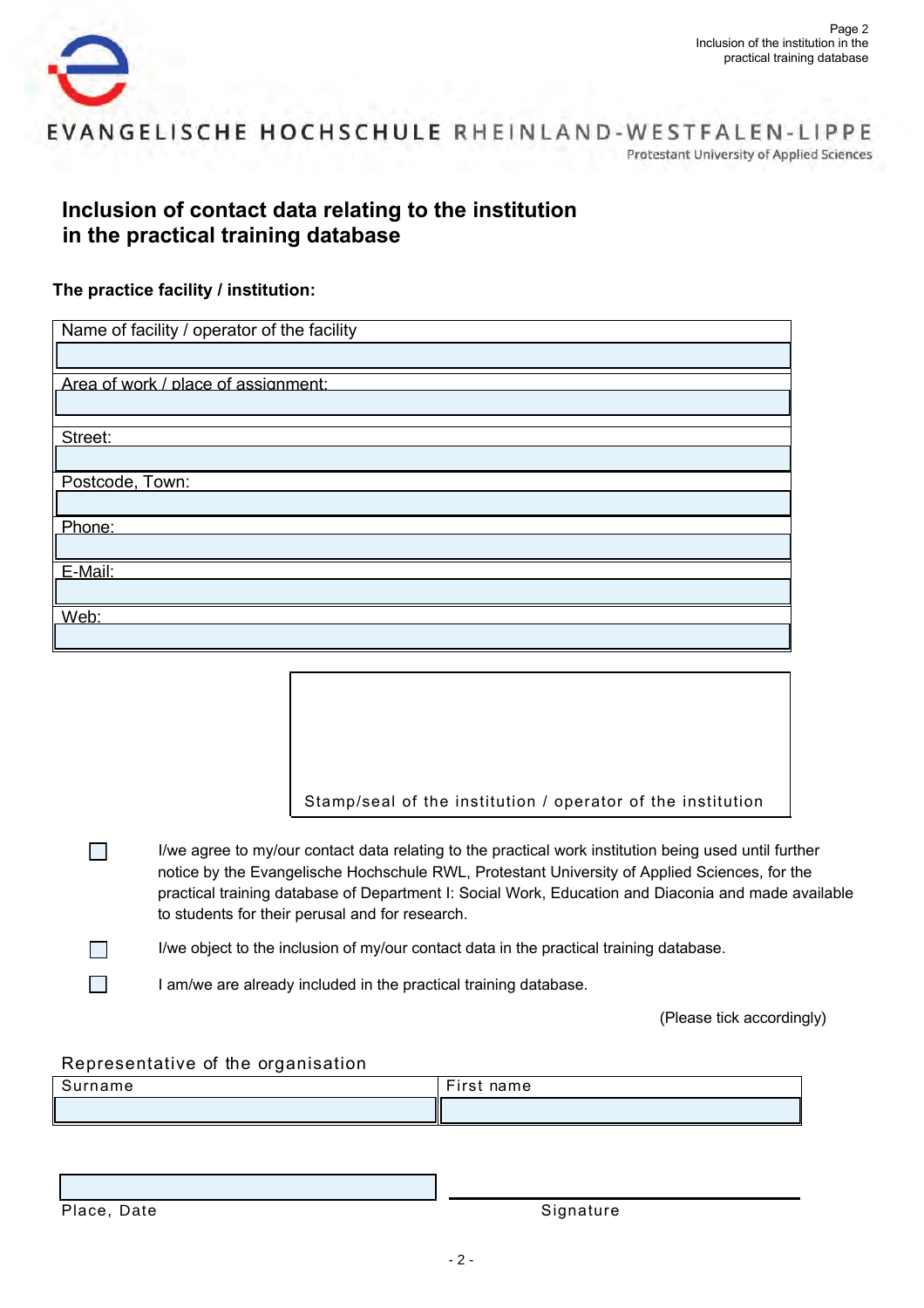EVANGELISCHE HOCHSCHULE RHEINLAND-WESTFALEN-LIPPE

Protestant University of Applied Sciences

# Inclusion of contact data relating to the institution in the practical training database

**The practice facility / institution:**

| Name of facility / operator of the facility |
|---|
| |
| Area of work / place of assignment: |
| |
| Street: |
| |
| Postcode, Town: |
| |
| Phone: |
| |
| E-Mail: |
| |
| Web: |
| |

Stamp/seal of the institution / operator of the institution

- ☐ I/we agree to my/our contact data relating to the practical work institution being used until further notice by the Evangelische Hochschule RWL, Protestant University of Applied Sciences, for the practical training database of Department I: Social Work, Education and Diaconia and made available to students for their perusal and for research.
- ☐ I/we object to the inclusion of my/our contact data in the practical training database.
- ☐ I am/we are already included in the practical training database.

(Please tick accordingly)

Representative of the organisation

| Surname | First name |
|---|---|
| | |

Place, Date

Signature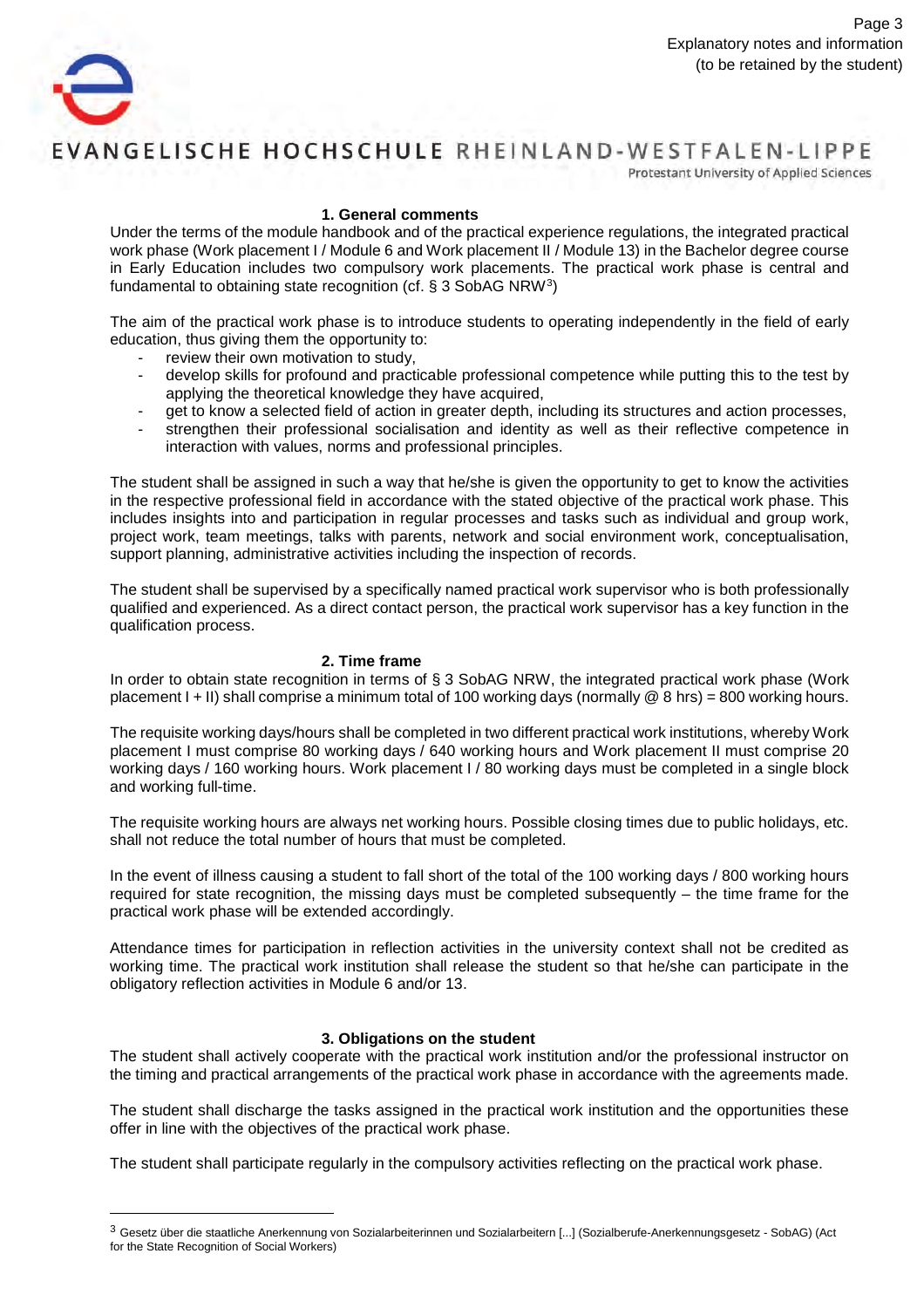## 1. General comments

Under the terms of the module handbook and of the practical experience regulations, the integrated practical work phase (Work placement I / Module 6 and Work placement II / Module 13) in the Bachelor degree course in Early Education includes two compulsory work placements. The practical work phase is central and fundamental to obtaining state recognition (cf. § 3 SobAG NRW[3])

The aim of the practical work phase is to introduce students to operating independently in the field of early education, thus giving them the opportunity to:

- review their own motivation to study,
- develop skills for profound and practicable professional competence while putting this to the test by applying the theoretical knowledge they have acquired,
- get to know a selected field of action in greater depth, including its structures and action processes,
- strengthen their professional socialisation and identity as well as their reflective competence in interaction with values, norms and professional principles.

The student shall be assigned in such a way that he/she is given the opportunity to get to know the activities in the respective professional field in accordance with the stated objective of the practical work phase. This includes insights into and participation in regular processes and tasks such as individual and group work, project work, team meetings, talks with parents, network and social environment work, conceptualisation, support planning, administrative activities including the inspection of records.

The student shall be supervised by a specifically named practical work supervisor who is both professionally qualified and experienced. As a direct contact person, the practical work supervisor has a key function in the qualification process.

## 2. Time frame

In order to obtain state recognition in terms of § 3 SobAG NRW, the integrated practical work phase (Work placement I + II) shall comprise a minimum total of 100 working days (normally @ 8 hrs) = 800 working hours.

The requisite working days/hours shall be completed in two different practical work institutions, whereby Work placement I must comprise 80 working days / 640 working hours and Work placement II must comprise 20 working days / 160 working hours. Work placement I / 80 working days must be completed in a single block and working full-time.

The requisite working hours are always net working hours. Possible closing times due to public holidays, etc. shall not reduce the total number of hours that must be completed.

In the event of illness causing a student to fall short of the total of the 100 working days / 800 working hours required for state recognition, the missing days must be completed subsequently – the time frame for the practical work phase will be extended accordingly.

Attendance times for participation in reflection activities in the university context shall not be credited as working time. The practical work institution shall release the student so that he/she can participate in the obligatory reflection activities in Module 6 and/or 13.

## 3. Obligations on the student

The student shall actively cooperate with the practical work institution and/or the professional instructor on the timing and practical arrangements of the practical work phase in accordance with the agreements made.

The student shall discharge the tasks assigned in the practical work institution and the opportunities these offer in line with the objectives of the practical work phase.

The student shall participate regularly in the compulsory activities reflecting on the practical work phase.

---

[3] Gesetz über die staatliche Anerkennung von Sozialarbeiterinnen und Sozialarbeitern [...] (Sozialberufe-Anerkennungsgesetz - SobAG) (Act for the State Recognition of Social Workers)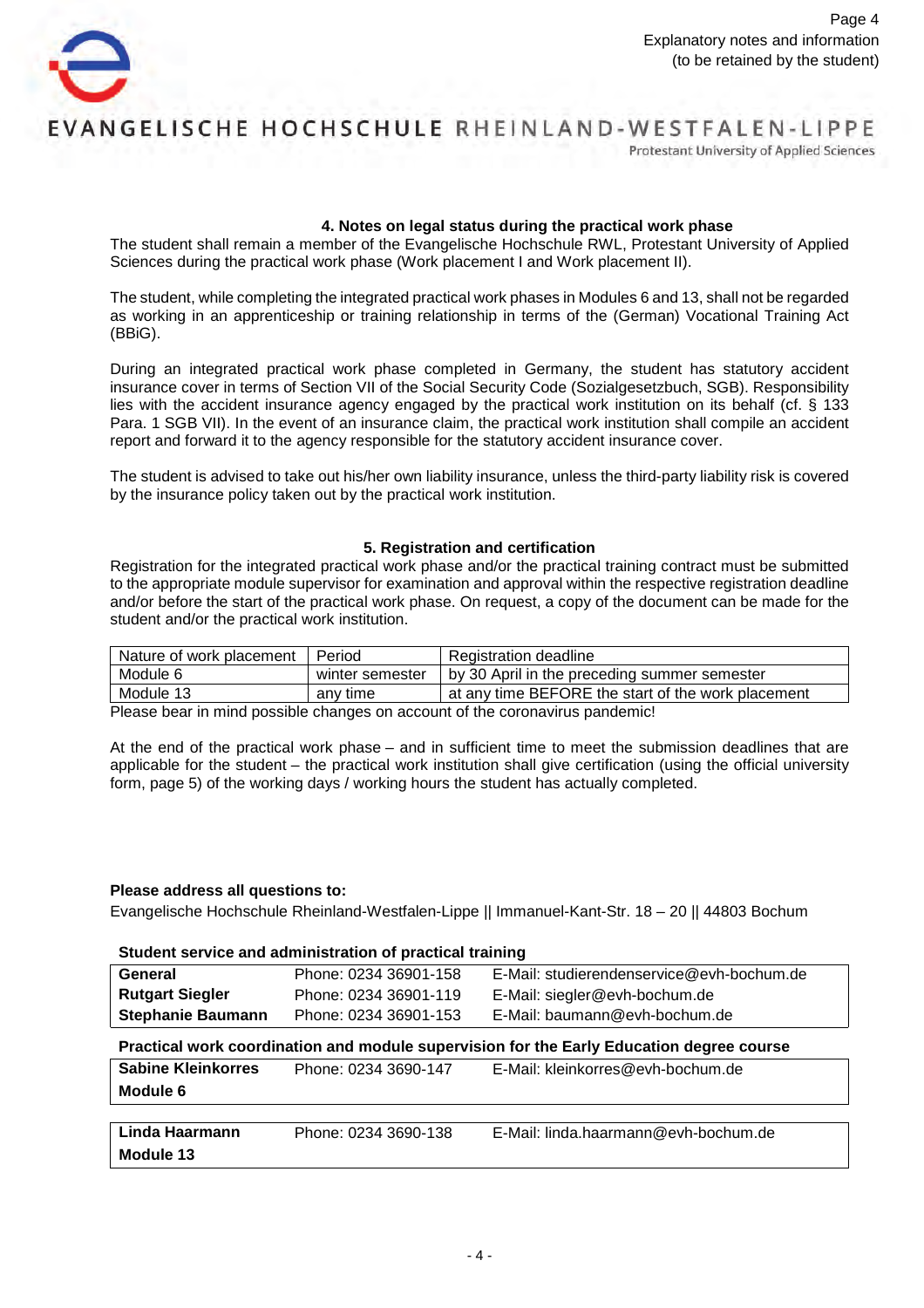## 4. Notes on legal status during the practical work phase

The student shall remain a member of the Evangelische Hochschule RWL, Protestant University of Applied Sciences during the practical work phase (Work placement I and Work placement II).

The student, while completing the integrated practical work phases in Modules 6 and 13, shall not be regarded as working in an apprenticeship or training relationship in terms of the (German) Vocational Training Act (BBiG).

During an integrated practical work phase completed in Germany, the student has statutory accident insurance cover in terms of Section VII of the Social Security Code (Sozialgesetzbuch, SGB). Responsibility lies with the accident insurance agency engaged by the practical work institution on its behalf (cf. § 133 Para. 1 SGB VII). In the event of an insurance claim, the practical work institution shall compile an accident report and forward it to the agency responsible for the statutory accident insurance cover.

The student is advised to take out his/her own liability insurance, unless the third-party liability risk is covered by the insurance policy taken out by the practical work institution.

## 5. Registration and certification

Registration for the integrated practical work phase and/or the practical training contract must be submitted to the appropriate module supervisor for examination and approval within the respective registration deadline and/or before the start of the practical work phase. On request, a copy of the document can be made for the student and/or the practical work institution.

| Nature of work placement | Period | Registration deadline |
|---|---|---|
| Module 6 | winter semester | by 30 April in the preceding summer semester |
| Module 13 | any time | at any time BEFORE the start of the work placement |

Please bear in mind possible changes on account of the coronavirus pandemic!

At the end of the practical work phase – and in sufficient time to meet the submission deadlines that are applicable for the student – the practical work institution shall give certification (using the official university form, page 5) of the working days / working hours the student has actually completed.

**Please address all questions to:**

Evangelische Hochschule Rheinland-Westfalen-Lippe || Immanuel-Kant-Str. 18 – 20 || 44803 Bochum

**Student service and administration of practical training**

| | | |
|---|---|---|
| **General** | Phone: 0234 36901-158 | E-Mail: studierendenservice@evh-bochum.de |
| **Rutgart Siegler** | Phone: 0234 36901-119 | E-Mail: siegler@evh-bochum.de |
| **Stephanie Baumann** | Phone: 0234 36901-153 | E-Mail: baumann@evh-bochum.de |

**Practical work coordination and module supervision for the Early Education degree course**

| | | |
|---|---|---|
| **Sabine Kleinkorres**<br>**Module 6** | Phone: 0234 3690-147 | E-Mail: kleinkorres@evh-bochum.de |
| **Linda Haarmann**<br>**Module 13** | Phone: 0234 3690-138 | E-Mail: linda.haarmann@evh-bochum.de |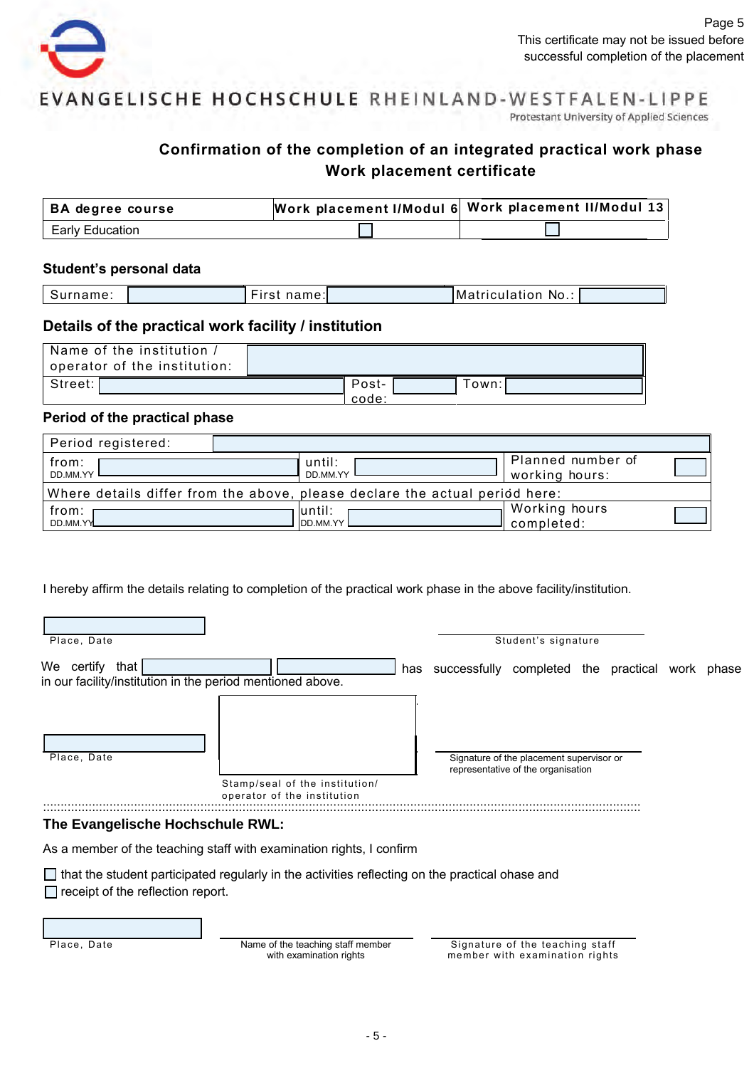This certificate may not be issued before successful completion of the placement

EVANGELISCHE HOCHSCHULE RHEINLAND-WESTFALEN-LIPPE
Protestant University of Applied Sciences

## Confirmation of the completion of an integrated practical work phase
## Work placement certificate

| BA degree course | Work placement I/Modul 6 | Work placement II/Modul 13 |
|---|---|---|
| Early Education | ☐ | ☐ |

### Student's personal data

| Surname: | | First name: | | Matriculation No.: | |
|---|---|---|---|---|---|

### Details of the practical work facility / institution

| Name of the institution / operator of the institution: | | | | | |
|---|---|---|---|---|---|
| Street: | | Post-code: | | Town: | |

### Period of the practical phase

| Period registered: | | | | | |
|---|---|---|---|---|---|
| from: DD.MM.YY | | until: DD.MM.YY | | Planned number of working hours: | |
| Where details differ from the above, please declare the actual period here: | | | | | |
| from: DD.MM.YY | | until: DD.MM.YY | | Working hours completed: | |

I hereby affirm the details relating to completion of the practical work phase in the above facility/institution.

Place, Date

Student's signature

We certify that ______ ______ has successfully completed the practical work phase in our facility/institution in the period mentioned above.

Place, Date

Stamp/seal of the institution/ operator of the institution

Signature of the placement supervisor or representative of the organisation

### The Evangelische Hochschule RWL:

As a member of the teaching staff with examination rights, I confirm

☐ that the student participated regularly in the activities reflecting on the practical ohase and
☐ receipt of the reflection report.

Place, Date

Name of the teaching staff member with examination rights

Signature of the teaching staff member with examination rights